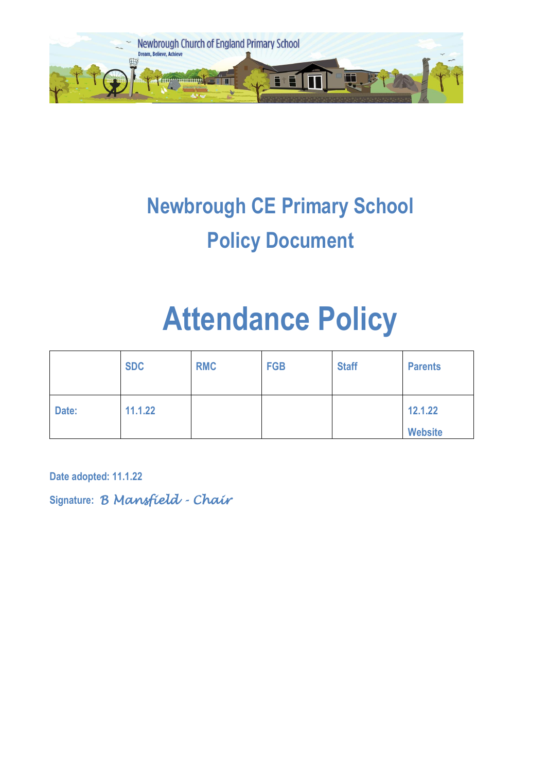Newbrough Church of England Primary School
Dream, Believe, Achieve

## Newbrough CE Primary School
## Policy Document

# Attendance Policy

| | SDC | RMC | FGB | Staff | Parents |
|---|---|---|---|---|---|
| Date: | 11.1.22 | | | | 12.1.22<br>Website |

**Date adopted: 11.1.22**

**Signature:** *B Mansfield - Chair*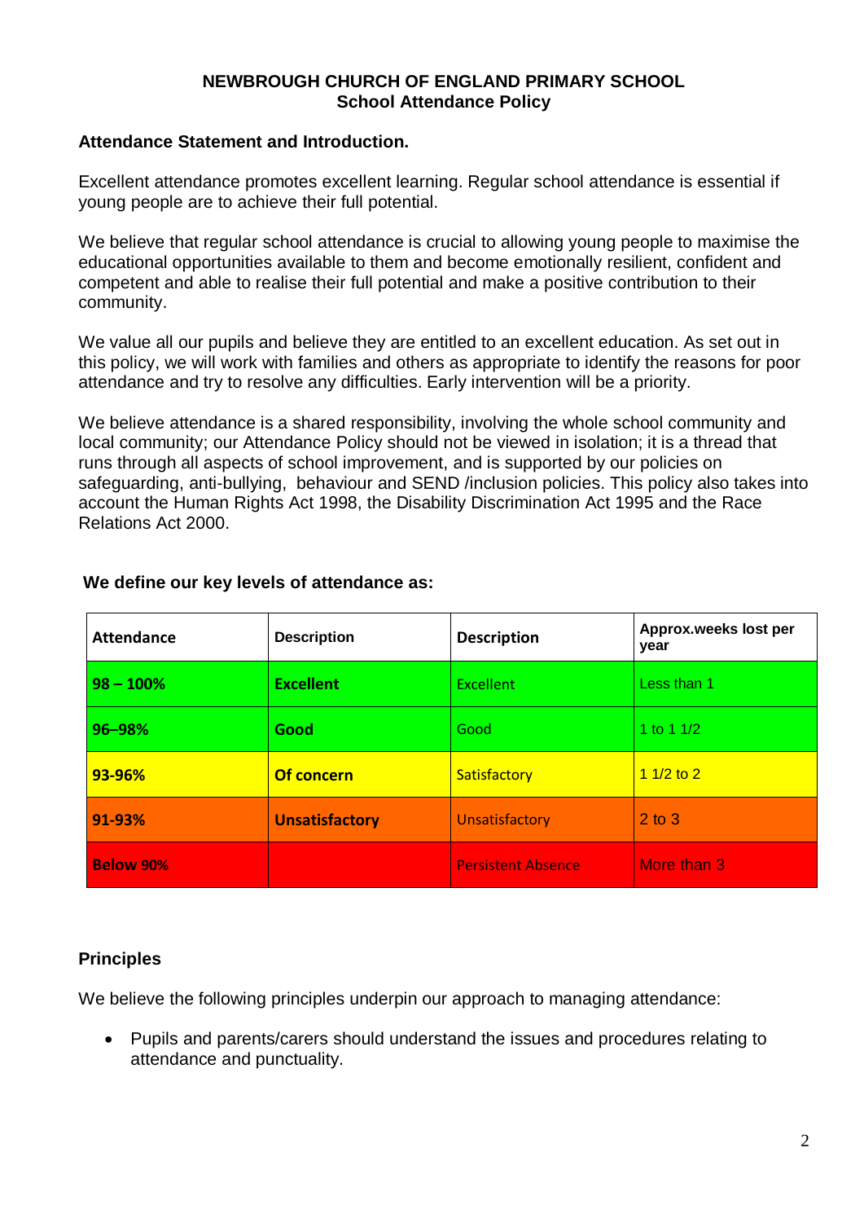**NEWBROUGH CHURCH OF ENGLAND PRIMARY SCHOOL**
**School Attendance Policy**

### Attendance Statement and Introduction.

Excellent attendance promotes excellent learning. Regular school attendance is essential if young people are to achieve their full potential.

We believe that regular school attendance is crucial to allowing young people to maximise the educational opportunities available to them and become emotionally resilient, confident and competent and able to realise their full potential and make a positive contribution to their community.

We value all our pupils and believe they are entitled to an excellent education. As set out in this policy, we will work with families and others as appropriate to identify the reasons for poor attendance and try to resolve any difficulties. Early intervention will be a priority.

We believe attendance is a shared responsibility, involving the whole school community and local community; our Attendance Policy should not be viewed in isolation; it is a thread that runs through all aspects of school improvement, and is supported by our policies on safeguarding, anti-bullying, behaviour and SEND /inclusion policies. This policy also takes into account the Human Rights Act 1998, the Disability Discrimination Act 1995 and the Race Relations Act 2000.

**We define our key levels of attendance as:**

| Attendance | Description | Description | Approx.weeks lost per year |
|---|---|---|---|
| **98 – 100%** | **Excellent** | Excellent | Less than 1 |
| **96–98%** | **Good** | Good | 1 to 1 1/2 |
| **93-96%** | **Of concern** | Satisfactory | 1 1/2 to 2 |
| **91-93%** | **Unsatisfactory** | Unsatisfactory | 2 to 3 |
| **Below 90%** | | Persistent Absence | More than 3 |

### Principles

We believe the following principles underpin our approach to managing attendance:

- Pupils and parents/carers should understand the issues and procedures relating to attendance and punctuality.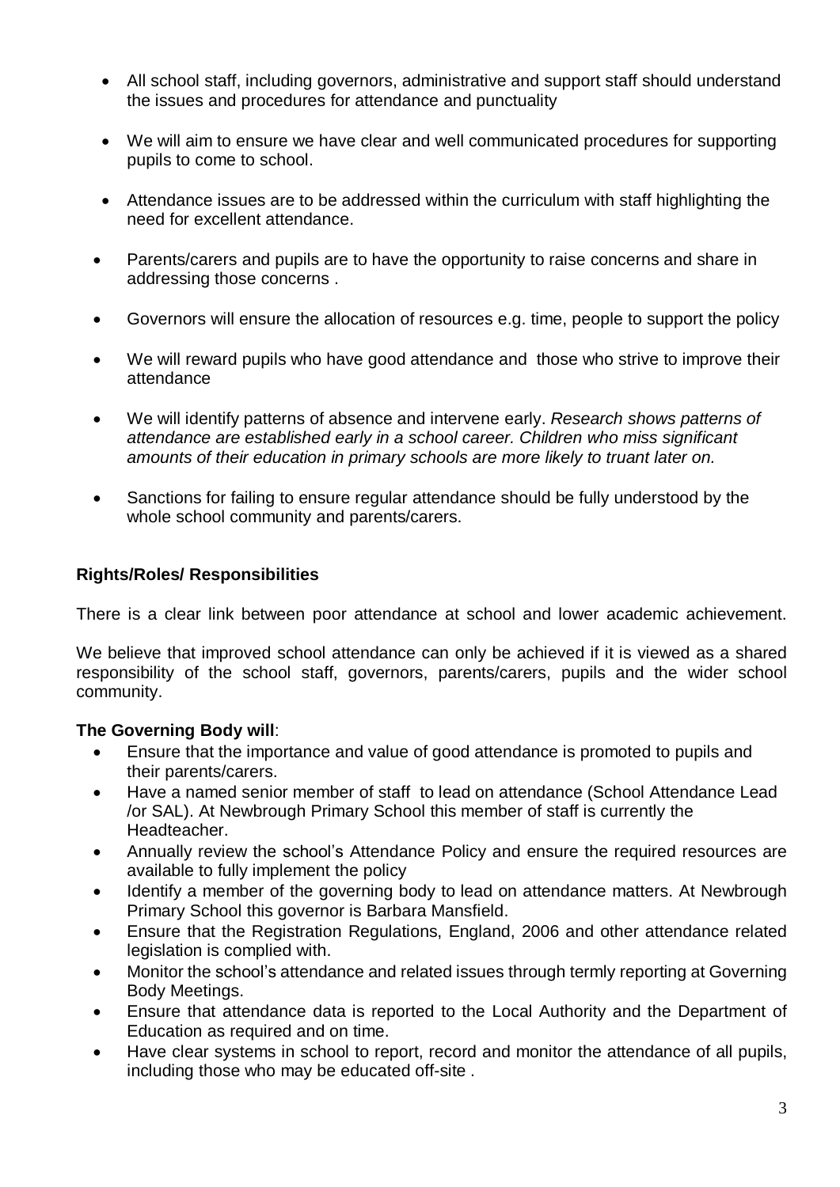- All school staff, including governors, administrative and support staff should understand the issues and procedures for attendance and punctuality
- We will aim to ensure we have clear and well communicated procedures for supporting pupils to come to school.
- Attendance issues are to be addressed within the curriculum with staff highlighting the need for excellent attendance.
- Parents/carers and pupils are to have the opportunity to raise concerns and share in addressing those concerns .
- Governors will ensure the allocation of resources e.g. time, people to support the policy
- We will reward pupils who have good attendance and those who strive to improve their attendance
- We will identify patterns of absence and intervene early. *Research shows patterns of attendance are established early in a school career. Children who miss significant amounts of their education in primary schools are more likely to truant later on.*
- Sanctions for failing to ensure regular attendance should be fully understood by the whole school community and parents/carers.

**Rights/Roles/ Responsibilities**

There is a clear link between poor attendance at school and lower academic achievement.

We believe that improved school attendance can only be achieved if it is viewed as a shared responsibility of the school staff, governors, parents/carers, pupils and the wider school community.

**The Governing Body will**:

- Ensure that the importance and value of good attendance is promoted to pupils and their parents/carers.
- Have a named senior member of staff to lead on attendance (School Attendance Lead /or SAL). At Newbrough Primary School this member of staff is currently the Headteacher.
- Annually review the school's Attendance Policy and ensure the required resources are available to fully implement the policy
- Identify a member of the governing body to lead on attendance matters. At Newbrough Primary School this governor is Barbara Mansfield.
- Ensure that the Registration Regulations, England, 2006 and other attendance related legislation is complied with.
- Monitor the school's attendance and related issues through termly reporting at Governing Body Meetings.
- Ensure that attendance data is reported to the Local Authority and the Department of Education as required and on time.
- Have clear systems in school to report, record and monitor the attendance of all pupils, including those who may be educated off-site .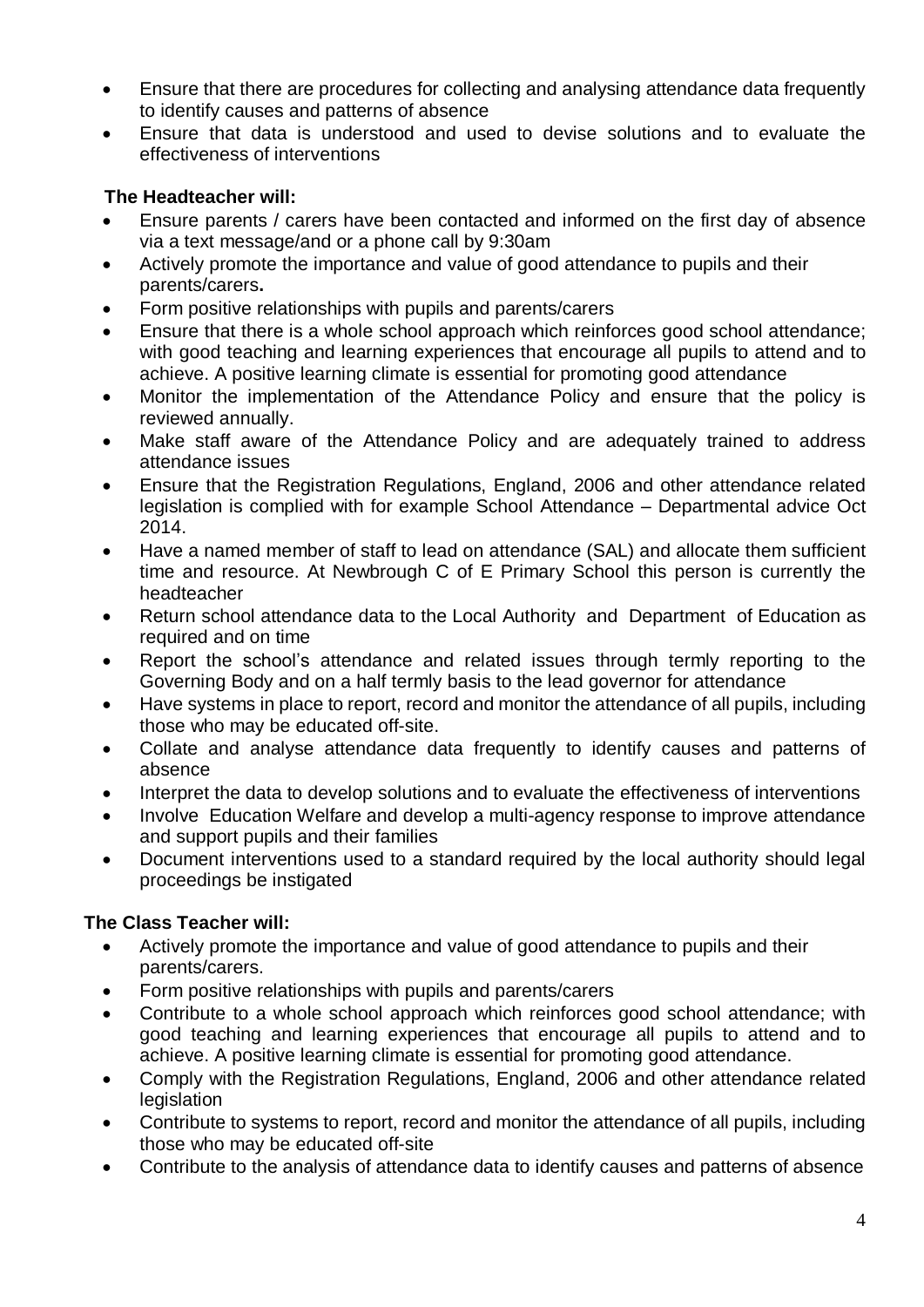- Ensure that there are procedures for collecting and analysing attendance data frequently to identify causes and patterns of absence
- Ensure that data is understood and used to devise solutions and to evaluate the effectiveness of interventions

**The Headteacher will:**

- Ensure parents / carers have been contacted and informed on the first day of absence via a text message/and or a phone call by 9:30am
- Actively promote the importance and value of good attendance to pupils and their parents/carers**.**
- Form positive relationships with pupils and parents/carers
- Ensure that there is a whole school approach which reinforces good school attendance; with good teaching and learning experiences that encourage all pupils to attend and to achieve. A positive learning climate is essential for promoting good attendance
- Monitor the implementation of the Attendance Policy and ensure that the policy is reviewed annually.
- Make staff aware of the Attendance Policy and are adequately trained to address attendance issues
- Ensure that the Registration Regulations, England, 2006 and other attendance related legislation is complied with for example School Attendance – Departmental advice Oct 2014.
- Have a named member of staff to lead on attendance (SAL) and allocate them sufficient time and resource. At Newbrough C of E Primary School this person is currently the headteacher
- Return school attendance data to the Local Authority and Department of Education as required and on time
- Report the school's attendance and related issues through termly reporting to the Governing Body and on a half termly basis to the lead governor for attendance
- Have systems in place to report, record and monitor the attendance of all pupils, including those who may be educated off-site.
- Collate and analyse attendance data frequently to identify causes and patterns of absence
- Interpret the data to develop solutions and to evaluate the effectiveness of interventions
- Involve Education Welfare and develop a multi-agency response to improve attendance and support pupils and their families
- Document interventions used to a standard required by the local authority should legal proceedings be instigated

**The Class Teacher will:**

- Actively promote the importance and value of good attendance to pupils and their parents/carers.
- Form positive relationships with pupils and parents/carers
- Contribute to a whole school approach which reinforces good school attendance; with good teaching and learning experiences that encourage all pupils to attend and to achieve. A positive learning climate is essential for promoting good attendance.
- Comply with the Registration Regulations, England, 2006 and other attendance related legislation
- Contribute to systems to report, record and monitor the attendance of all pupils, including those who may be educated off-site
- Contribute to the analysis of attendance data to identify causes and patterns of absence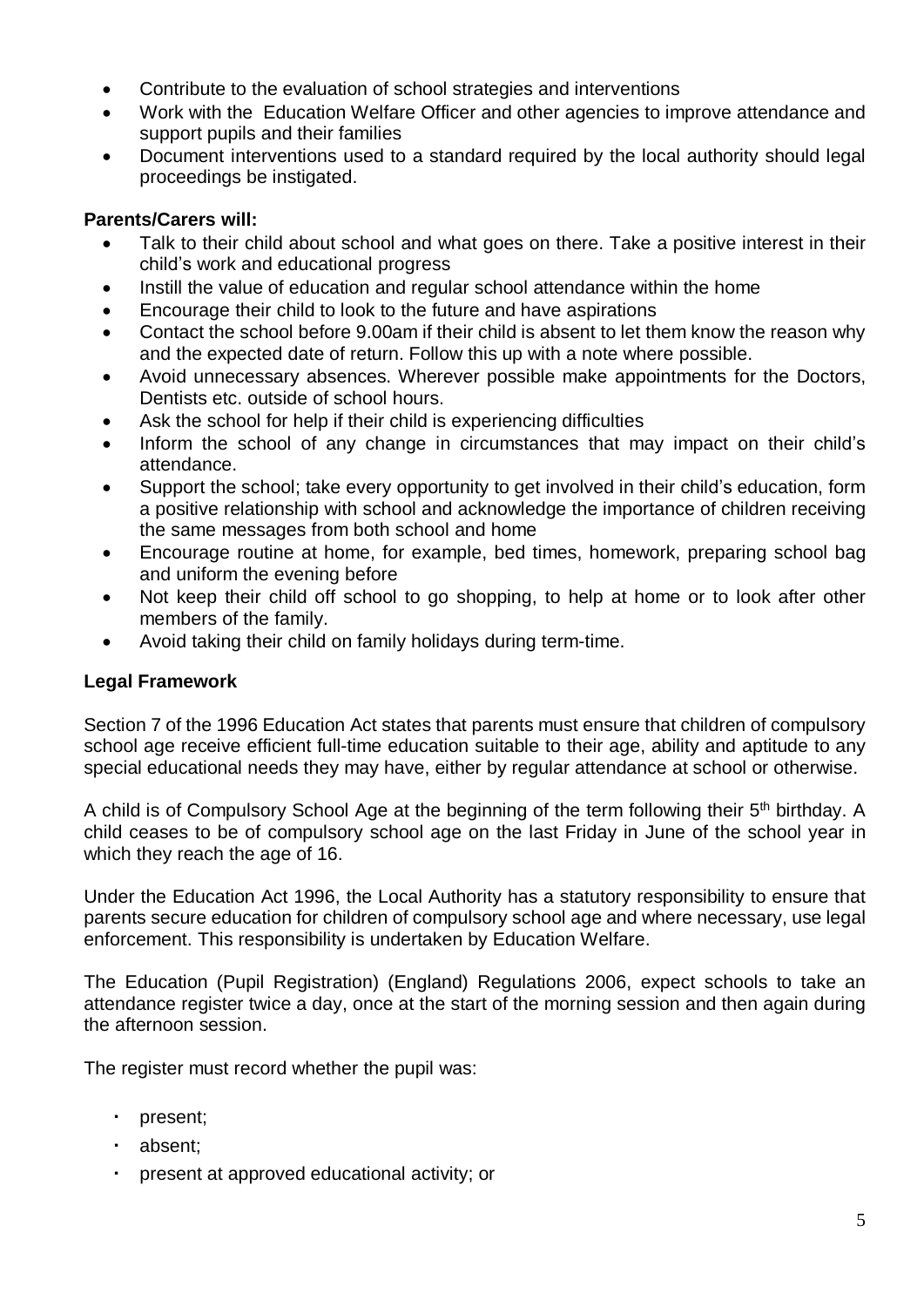- Contribute to the evaluation of school strategies and interventions
- Work with the Education Welfare Officer and other agencies to improve attendance and support pupils and their families
- Document interventions used to a standard required by the local authority should legal proceedings be instigated.

**Parents/Carers will:**

- Talk to their child about school and what goes on there. Take a positive interest in their child's work and educational progress
- Instill the value of education and regular school attendance within the home
- Encourage their child to look to the future and have aspirations
- Contact the school before 9.00am if their child is absent to let them know the reason why and the expected date of return. Follow this up with a note where possible.
- Avoid unnecessary absences. Wherever possible make appointments for the Doctors, Dentists etc. outside of school hours.
- Ask the school for help if their child is experiencing difficulties
- Inform the school of any change in circumstances that may impact on their child's attendance.
- Support the school; take every opportunity to get involved in their child's education, form a positive relationship with school and acknowledge the importance of children receiving the same messages from both school and home
- Encourage routine at home, for example, bed times, homework, preparing school bag and uniform the evening before
- Not keep their child off school to go shopping, to help at home or to look after other members of the family.
- Avoid taking their child on family holidays during term-time.

**Legal Framework**

Section 7 of the 1996 Education Act states that parents must ensure that children of compulsory school age receive efficient full-time education suitable to their age, ability and aptitude to any special educational needs they may have, either by regular attendance at school or otherwise.

A child is of Compulsory School Age at the beginning of the term following their 5th birthday. A child ceases to be of compulsory school age on the last Friday in June of the school year in which they reach the age of 16.

Under the Education Act 1996, the Local Authority has a statutory responsibility to ensure that parents secure education for children of compulsory school age and where necessary, use legal enforcement. This responsibility is undertaken by Education Welfare.

The Education (Pupil Registration) (England) Regulations 2006, expect schools to take an attendance register twice a day, once at the start of the morning session and then again during the afternoon session.

The register must record whether the pupil was:

- present;
- absent;
- present at approved educational activity; or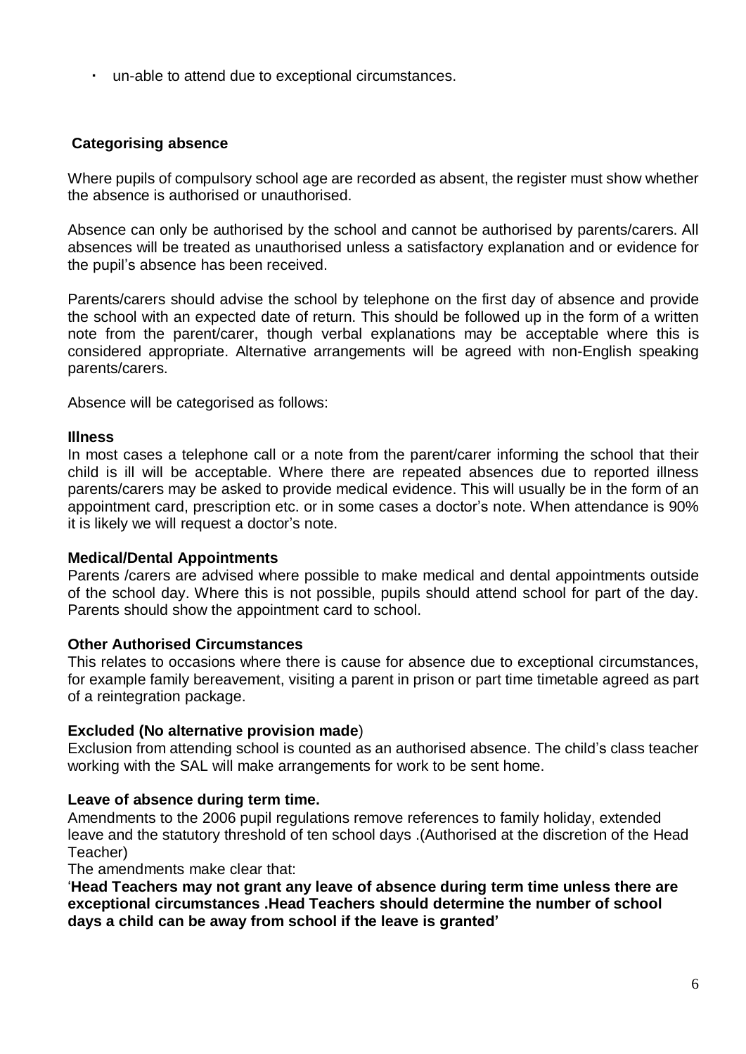- un-able to attend due to exceptional circumstances.

## Categorising absence

Where pupils of compulsory school age are recorded as absent, the register must show whether the absence is authorised or unauthorised.

Absence can only be authorised by the school and cannot be authorised by parents/carers. All absences will be treated as unauthorised unless a satisfactory explanation and or evidence for the pupil's absence has been received.

Parents/carers should advise the school by telephone on the first day of absence and provide the school with an expected date of return. This should be followed up in the form of a written note from the parent/carer, though verbal explanations may be acceptable where this is considered appropriate. Alternative arrangements will be agreed with non-English speaking parents/carers.

Absence will be categorised as follows:

### Illness

In most cases a telephone call or a note from the parent/carer informing the school that their child is ill will be acceptable. Where there are repeated absences due to reported illness parents/carers may be asked to provide medical evidence. This will usually be in the form of an appointment card, prescription etc. or in some cases a doctor's note. When attendance is 90% it is likely we will request a doctor's note.

### Medical/Dental Appointments

Parents /carers are advised where possible to make medical and dental appointments outside of the school day. Where this is not possible, pupils should attend school for part of the day. Parents should show the appointment card to school.

### Other Authorised Circumstances

This relates to occasions where there is cause for absence due to exceptional circumstances, for example family bereavement, visiting a parent in prison or part time timetable agreed as part of a reintegration package.

### Excluded (No alternative provision made)

Exclusion from attending school is counted as an authorised absence. The child's class teacher working with the SAL will make arrangements for work to be sent home.

### Leave of absence during term time.

Amendments to the 2006 pupil regulations remove references to family holiday, extended leave and the statutory threshold of ten school days .(Authorised at the discretion of the Head Teacher)

The amendments make clear that:

'**Head Teachers may not grant any leave of absence during term time unless there are exceptional circumstances .Head Teachers should determine the number of school days a child can be away from school if the leave is granted'**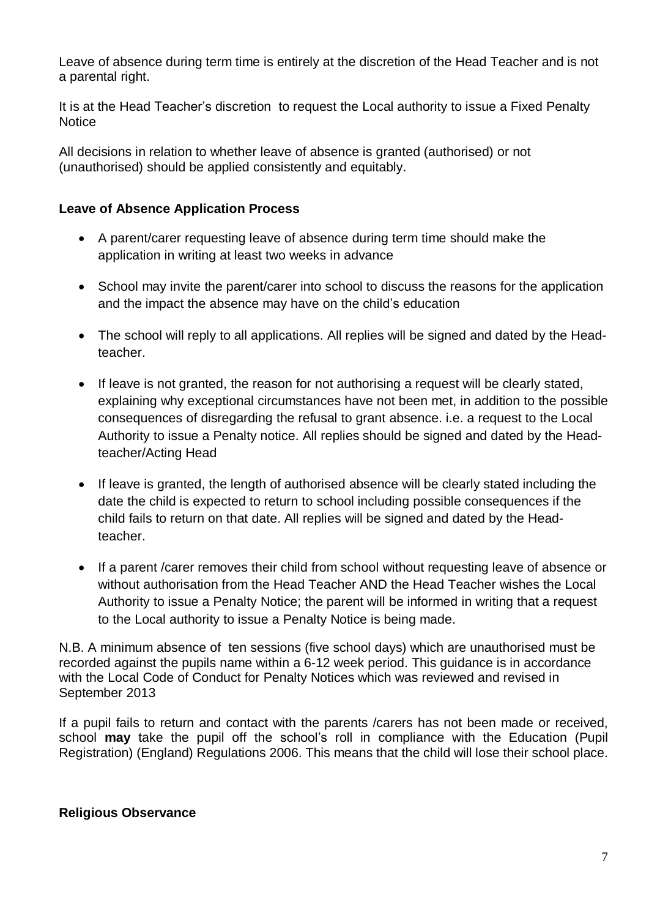Leave of absence during term time is entirely at the discretion of the Head Teacher and is not a parental right.

It is at the Head Teacher's discretion to request the Local authority to issue a Fixed Penalty Notice

All decisions in relation to whether leave of absence is granted (authorised) or not (unauthorised) should be applied consistently and equitably.

**Leave of Absence Application Process**

- A parent/carer requesting leave of absence during term time should make the application in writing at least two weeks in advance
- School may invite the parent/carer into school to discuss the reasons for the application and the impact the absence may have on the child's education
- The school will reply to all applications. All replies will be signed and dated by the Head-teacher.
- If leave is not granted, the reason for not authorising a request will be clearly stated, explaining why exceptional circumstances have not been met, in addition to the possible consequences of disregarding the refusal to grant absence. i.e. a request to the Local Authority to issue a Penalty notice. All replies should be signed and dated by the Head-teacher/Acting Head
- If leave is granted, the length of authorised absence will be clearly stated including the date the child is expected to return to school including possible consequences if the child fails to return on that date. All replies will be signed and dated by the Head-teacher.
- If a parent /carer removes their child from school without requesting leave of absence or without authorisation from the Head Teacher AND the Head Teacher wishes the Local Authority to issue a Penalty Notice; the parent will be informed in writing that a request to the Local authority to issue a Penalty Notice is being made.

N.B. A minimum absence of ten sessions (five school days) which are unauthorised must be recorded against the pupils name within a 6-12 week period. This guidance is in accordance with the Local Code of Conduct for Penalty Notices which was reviewed and revised in September 2013

If a pupil fails to return and contact with the parents /carers has not been made or received, school **may** take the pupil off the school's roll in compliance with the Education (Pupil Registration) (England) Regulations 2006. This means that the child will lose their school place.

**Religious Observance**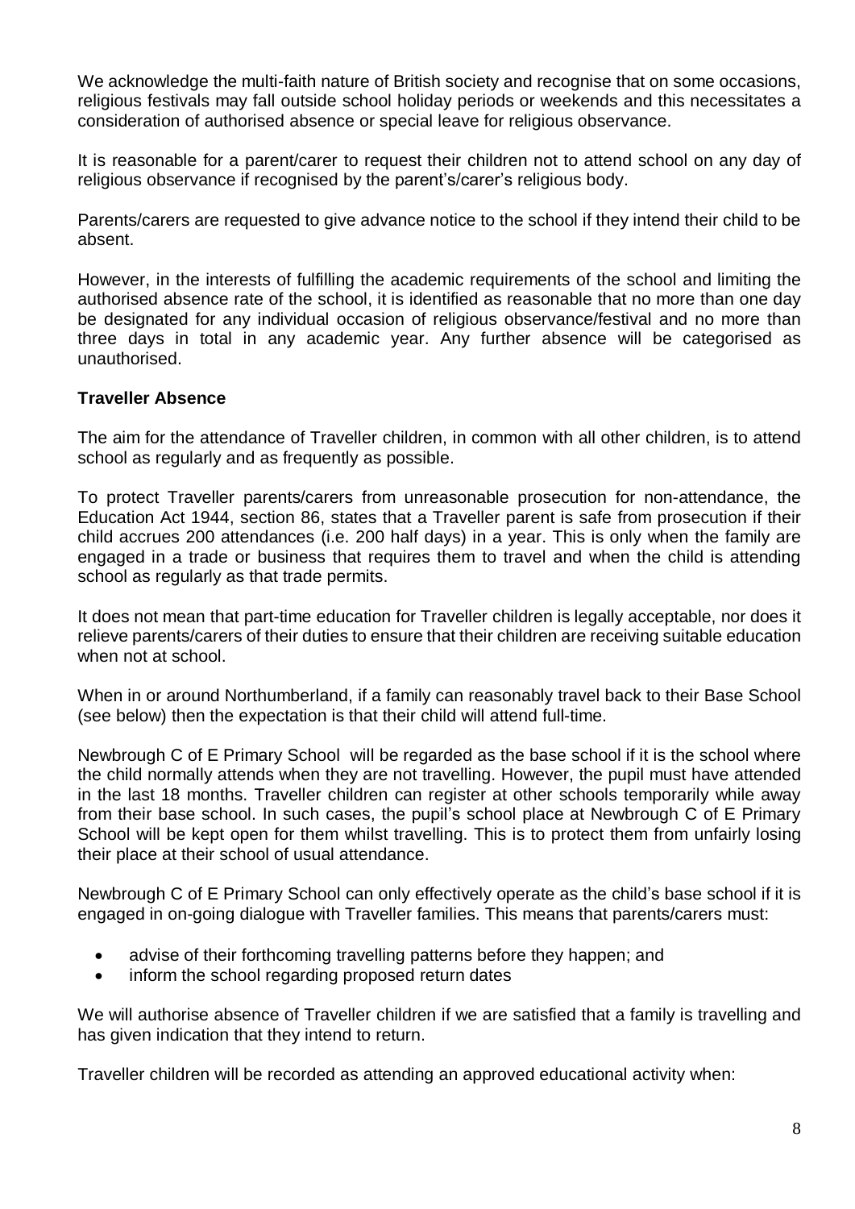We acknowledge the multi-faith nature of British society and recognise that on some occasions, religious festivals may fall outside school holiday periods or weekends and this necessitates a consideration of authorised absence or special leave for religious observance.

It is reasonable for a parent/carer to request their children not to attend school on any day of religious observance if recognised by the parent's/carer's religious body.

Parents/carers are requested to give advance notice to the school if they intend their child to be absent.

However, in the interests of fulfilling the academic requirements of the school and limiting the authorised absence rate of the school, it is identified as reasonable that no more than one day be designated for any individual occasion of religious observance/festival and no more than three days in total in any academic year. Any further absence will be categorised as unauthorised.

**Traveller Absence**

The aim for the attendance of Traveller children, in common with all other children, is to attend school as regularly and as frequently as possible.

To protect Traveller parents/carers from unreasonable prosecution for non-attendance, the Education Act 1944, section 86, states that a Traveller parent is safe from prosecution if their child accrues 200 attendances (i.e. 200 half days) in a year. This is only when the family are engaged in a trade or business that requires them to travel and when the child is attending school as regularly as that trade permits.

It does not mean that part-time education for Traveller children is legally acceptable, nor does it relieve parents/carers of their duties to ensure that their children are receiving suitable education when not at school.

When in or around Northumberland, if a family can reasonably travel back to their Base School (see below) then the expectation is that their child will attend full-time.

Newbrough C of E Primary School will be regarded as the base school if it is the school where the child normally attends when they are not travelling. However, the pupil must have attended in the last 18 months. Traveller children can register at other schools temporarily while away from their base school. In such cases, the pupil's school place at Newbrough C of E Primary School will be kept open for them whilst travelling. This is to protect them from unfairly losing their place at their school of usual attendance.

Newbrough C of E Primary School can only effectively operate as the child's base school if it is engaged in on-going dialogue with Traveller families. This means that parents/carers must:

- advise of their forthcoming travelling patterns before they happen; and
- inform the school regarding proposed return dates

We will authorise absence of Traveller children if we are satisfied that a family is travelling and has given indication that they intend to return.

Traveller children will be recorded as attending an approved educational activity when: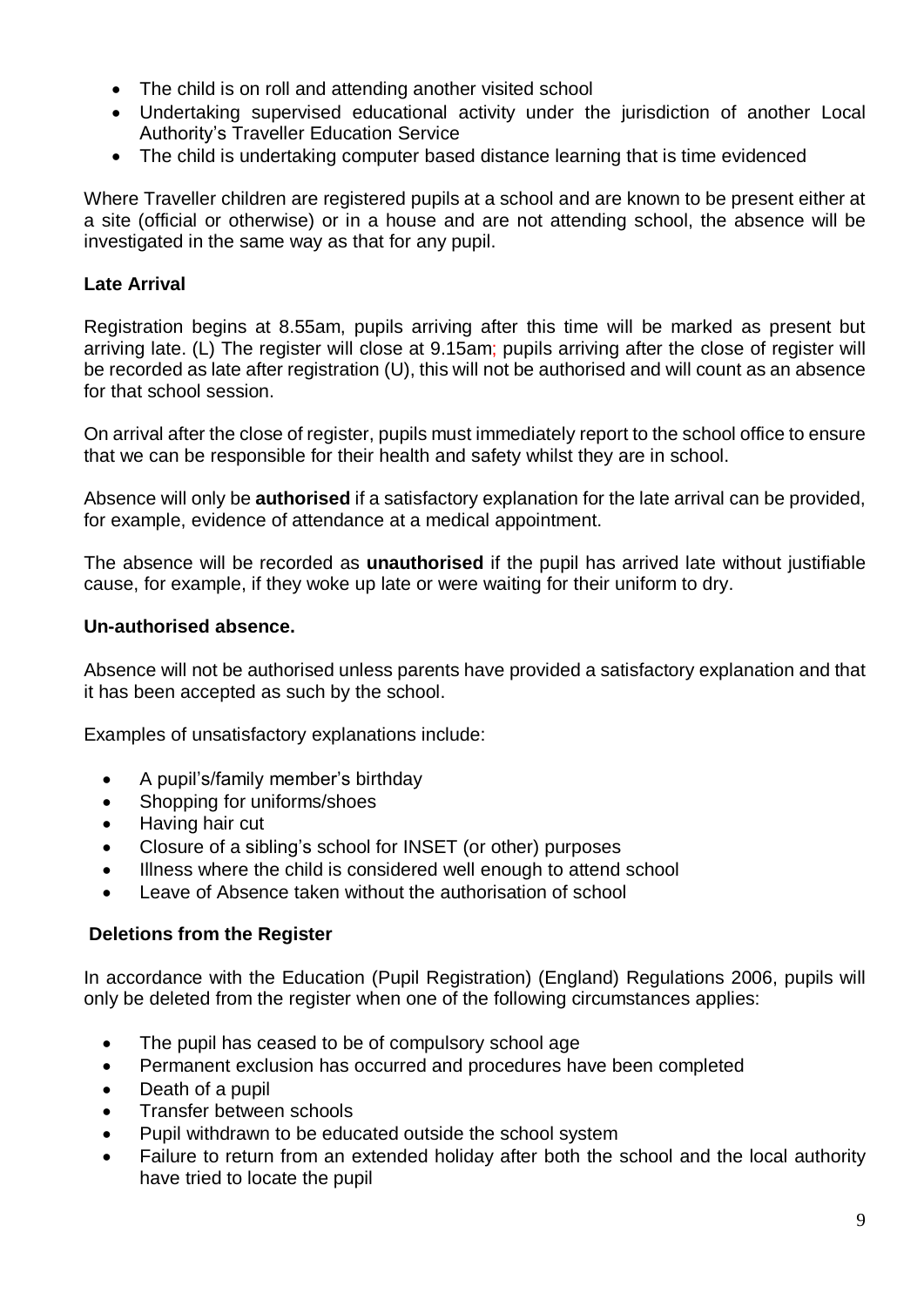- The child is on roll and attending another visited school
- Undertaking supervised educational activity under the jurisdiction of another Local Authority's Traveller Education Service
- The child is undertaking computer based distance learning that is time evidenced

Where Traveller children are registered pupils at a school and are known to be present either at a site (official or otherwise) or in a house and are not attending school, the absence will be investigated in the same way as that for any pupil.

**Late Arrival**

Registration begins at 8.55am, pupils arriving after this time will be marked as present but arriving late. (L) The register will close at 9.15am; pupils arriving after the close of register will be recorded as late after registration (U), this will not be authorised and will count as an absence for that school session.

On arrival after the close of register, pupils must immediately report to the school office to ensure that we can be responsible for their health and safety whilst they are in school.

Absence will only be **authorised** if a satisfactory explanation for the late arrival can be provided, for example, evidence of attendance at a medical appointment.

The absence will be recorded as **unauthorised** if the pupil has arrived late without justifiable cause, for example, if they woke up late or were waiting for their uniform to dry.

**Un-authorised absence.**

Absence will not be authorised unless parents have provided a satisfactory explanation and that it has been accepted as such by the school.

Examples of unsatisfactory explanations include:

- A pupil's/family member's birthday
- Shopping for uniforms/shoes
- Having hair cut
- Closure of a sibling's school for INSET (or other) purposes
- Illness where the child is considered well enough to attend school
- Leave of Absence taken without the authorisation of school

**Deletions from the Register**

In accordance with the Education (Pupil Registration) (England) Regulations 2006, pupils will only be deleted from the register when one of the following circumstances applies:

- The pupil has ceased to be of compulsory school age
- Permanent exclusion has occurred and procedures have been completed
- Death of a pupil
- Transfer between schools
- Pupil withdrawn to be educated outside the school system
- Failure to return from an extended holiday after both the school and the local authority have tried to locate the pupil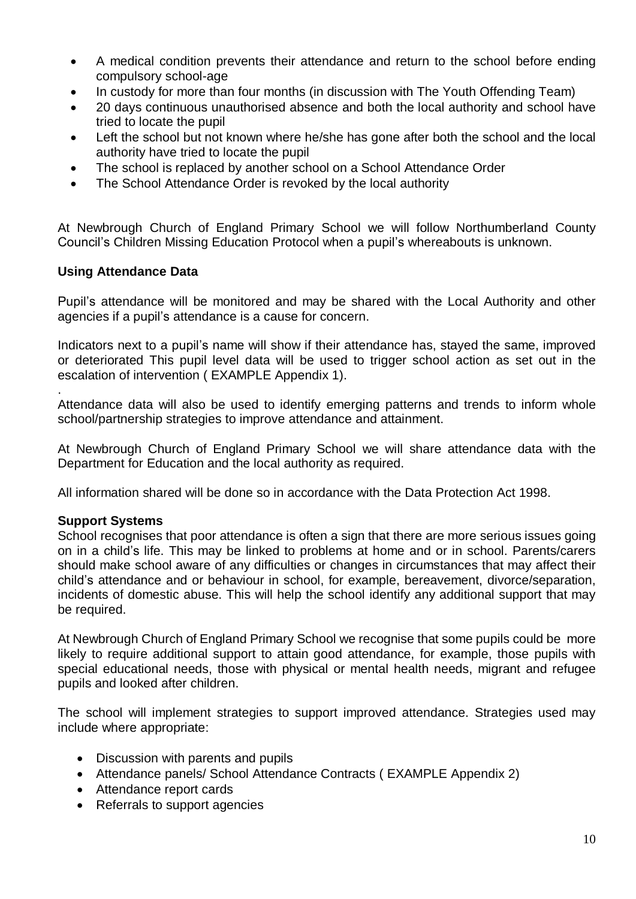- A medical condition prevents their attendance and return to the school before ending compulsory school-age
- In custody for more than four months (in discussion with The Youth Offending Team)
- 20 days continuous unauthorised absence and both the local authority and school have tried to locate the pupil
- Left the school but not known where he/she has gone after both the school and the local authority have tried to locate the pupil
- The school is replaced by another school on a School Attendance Order
- The School Attendance Order is revoked by the local authority

At Newbrough Church of England Primary School we will follow Northumberland County Council's Children Missing Education Protocol when a pupil's whereabouts is unknown.

**Using Attendance Data**

Pupil's attendance will be monitored and may be shared with the Local Authority and other agencies if a pupil's attendance is a cause for concern.

Indicators next to a pupil's name will show if their attendance has, stayed the same, improved or deteriorated This pupil level data will be used to trigger school action as set out in the escalation of intervention ( EXAMPLE Appendix 1).

.
Attendance data will also be used to identify emerging patterns and trends to inform whole school/partnership strategies to improve attendance and attainment.

At Newbrough Church of England Primary School we will share attendance data with the Department for Education and the local authority as required.

All information shared will be done so in accordance with the Data Protection Act 1998.

**Support Systems**

School recognises that poor attendance is often a sign that there are more serious issues going on in a child's life. This may be linked to problems at home and or in school. Parents/carers should make school aware of any difficulties or changes in circumstances that may affect their child's attendance and or behaviour in school, for example, bereavement, divorce/separation, incidents of domestic abuse. This will help the school identify any additional support that may be required.

At Newbrough Church of England Primary School we recognise that some pupils could be more likely to require additional support to attain good attendance, for example, those pupils with special educational needs, those with physical or mental health needs, migrant and refugee pupils and looked after children.

The school will implement strategies to support improved attendance. Strategies used may include where appropriate:

- Discussion with parents and pupils
- Attendance panels/ School Attendance Contracts ( EXAMPLE Appendix 2)
- Attendance report cards
- Referrals to support agencies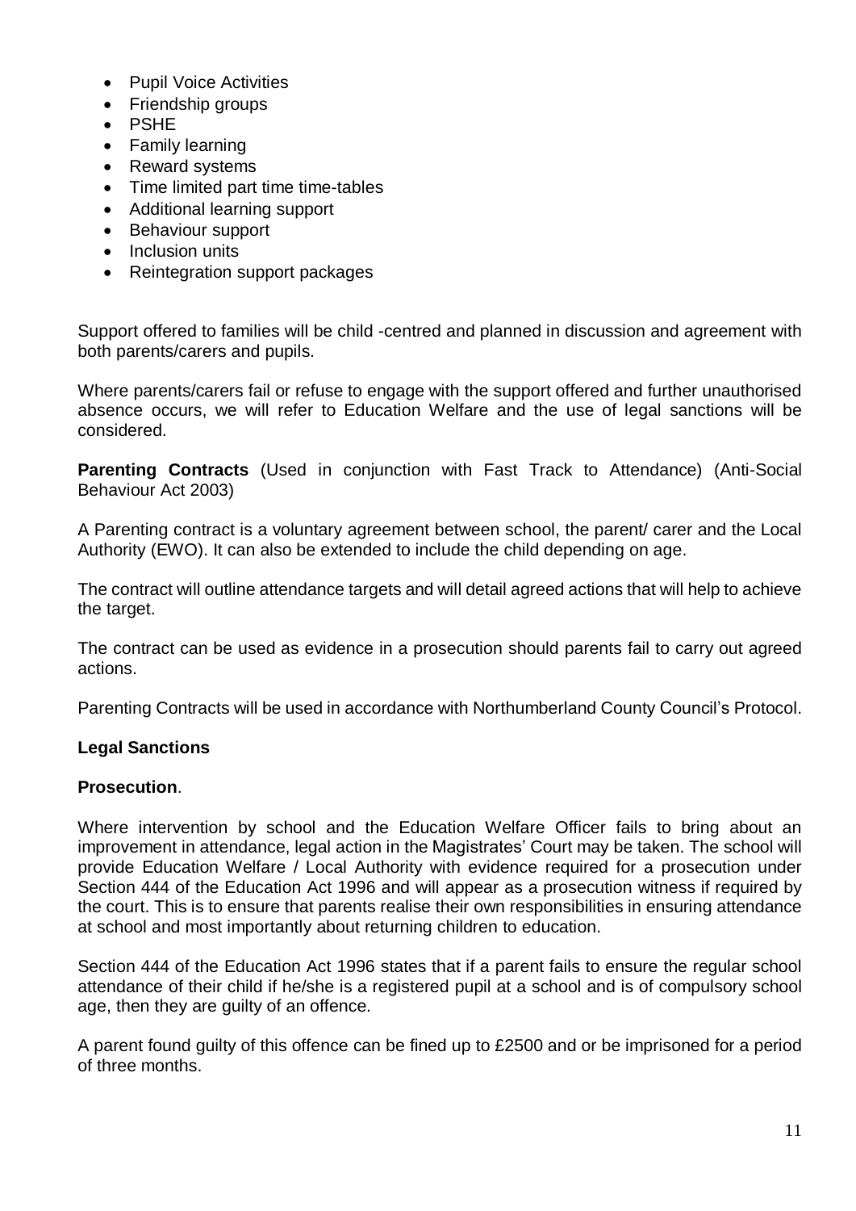- Pupil Voice Activities
- Friendship groups
- PSHE
- Family learning
- Reward systems
- Time limited part time time-tables
- Additional learning support
- Behaviour support
- Inclusion units
- Reintegration support packages

Support offered to families will be child -centred and planned in discussion and agreement with both parents/carers and pupils.

Where parents/carers fail or refuse to engage with the support offered and further unauthorised absence occurs, we will refer to Education Welfare and the use of legal sanctions will be considered.

**Parenting Contracts** (Used in conjunction with Fast Track to Attendance) (Anti-Social Behaviour Act 2003)

A Parenting contract is a voluntary agreement between school, the parent/ carer and the Local Authority (EWO). It can also be extended to include the child depending on age.

The contract will outline attendance targets and will detail agreed actions that will help to achieve the target.

The contract can be used as evidence in a prosecution should parents fail to carry out agreed actions.

Parenting Contracts will be used in accordance with Northumberland County Council's Protocol.

**Legal Sanctions**

**Prosecution**.

Where intervention by school and the Education Welfare Officer fails to bring about an improvement in attendance, legal action in the Magistrates' Court may be taken. The school will provide Education Welfare / Local Authority with evidence required for a prosecution under Section 444 of the Education Act 1996 and will appear as a prosecution witness if required by the court. This is to ensure that parents realise their own responsibilities in ensuring attendance at school and most importantly about returning children to education.

Section 444 of the Education Act 1996 states that if a parent fails to ensure the regular school attendance of their child if he/she is a registered pupil at a school and is of compulsory school age, then they are guilty of an offence.

A parent found guilty of this offence can be fined up to £2500 and or be imprisoned for a period of three months.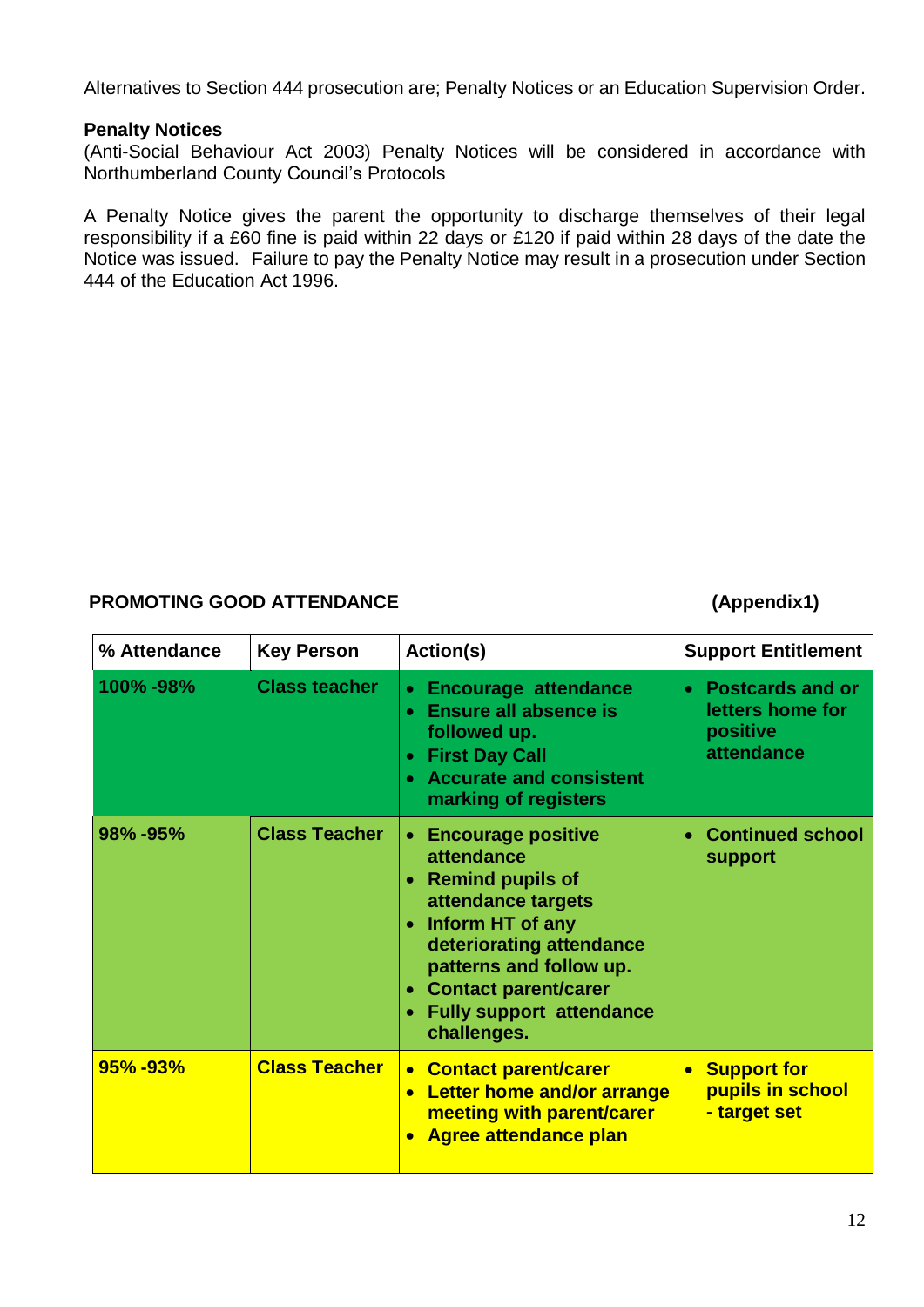Alternatives to Section 444 prosecution are; Penalty Notices or an Education Supervision Order.

**Penalty Notices**

(Anti-Social Behaviour Act 2003) Penalty Notices will be considered in accordance with Northumberland County Council's Protocols

A Penalty Notice gives the parent the opportunity to discharge themselves of their legal responsibility if a £60 fine is paid within 22 days or £120 if paid within 28 days of the date the Notice was issued. Failure to pay the Penalty Notice may result in a prosecution under Section 444 of the Education Act 1996.

**PROMOTING GOOD ATTENDANCE** **(Appendix1)**

| % Attendance | Key Person | Action(s) | Support Entitlement |
|---|---|---|---|
| **100% -98%** | **Class teacher** | • **Encourage attendance**<br>• **Ensure all absence is followed up.**<br>• **First Day Call**<br>• **Accurate and consistent marking of registers** | • **Postcards and or letters home for positive attendance** |
| **98% -95%** | **Class Teacher** | • **Encourage positive attendance**<br>• **Remind pupils of attendance targets**<br>• **Inform HT of any deteriorating attendance patterns and follow up.**<br>• **Contact parent/carer**<br>• **Fully support attendance challenges.** | • **Continued school support** |
| **95% -93%** | **Class Teacher** | • **Contact parent/carer**<br>• **Letter home and/or arrange meeting with parent/carer**<br>• **Agree attendance plan** | • **Support for pupils in school - target set** |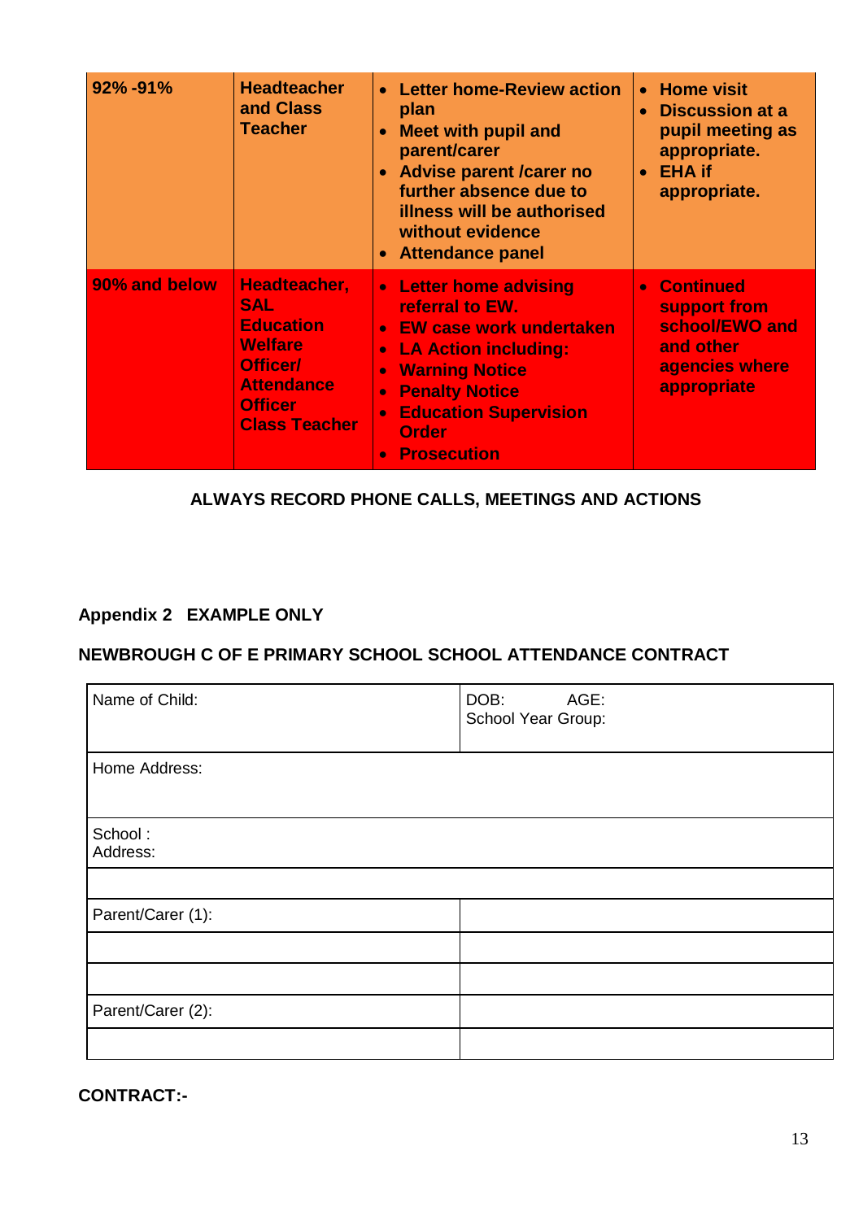| 92% -91% | Headteacher and Class Teacher | • Letter home-Review action plan<br>• Meet with pupil and parent/carer<br>• Advise parent /carer no further absence due to illness will be authorised without evidence<br>• Attendance panel | • Home visit<br>• Discussion at a pupil meeting as appropriate.<br>• EHA if appropriate. |
|---|---|---|---|
| 90% and below | Headteacher, SAL Education Welfare Officer/ Attendance Officer Class Teacher | • Letter home advising referral to EW.<br>• EW case work undertaken<br>• LA Action including:<br>• Warning Notice<br>• Penalty Notice<br>• Education Supervision Order<br>• Prosecution | • Continued support from school/EWO and other agencies where appropriate |

**ALWAYS RECORD PHONE CALLS, MEETINGS AND ACTIONS**

## Appendix 2 EXAMPLE ONLY

## NEWBROUGH C OF E PRIMARY SCHOOL SCHOOL ATTENDANCE CONTRACT

| Name of Child: | DOB: AGE:<br>School Year Group: |
|---|---|
| Home Address: | |
| School :<br>Address: | |
| | |
| Parent/Carer (1): | |
| | |
| | |
| Parent/Carer (2): | |
| | |

**CONTRACT:-**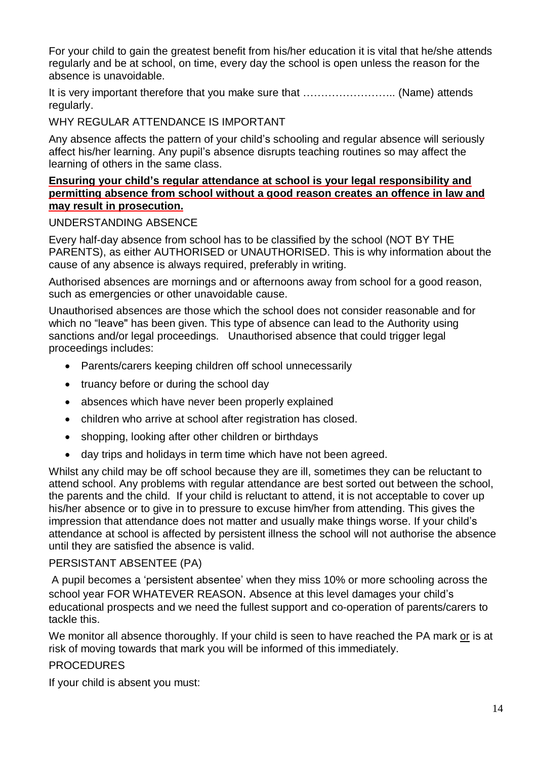For your child to gain the greatest benefit from his/her education it is vital that he/she attends regularly and be at school, on time, every day the school is open unless the reason for the absence is unavoidable.

It is very important therefore that you make sure that …………………….. (Name) attends regularly.

## WHY REGULAR ATTENDANCE IS IMPORTANT

Any absence affects the pattern of your child's schooling and regular absence will seriously affect his/her learning. Any pupil's absence disrupts teaching routines so may affect the learning of others in the same class.

**Ensuring your child's regular attendance at school is your legal responsibility and permitting absence from school without a good reason creates an offence in law and may result in prosecution.**

## UNDERSTANDING ABSENCE

Every half-day absence from school has to be classified by the school (NOT BY THE PARENTS), as either AUTHORISED or UNAUTHORISED. This is why information about the cause of any absence is always required, preferably in writing.

Authorised absences are mornings and or afternoons away from school for a good reason, such as emergencies or other unavoidable cause.

Unauthorised absences are those which the school does not consider reasonable and for which no "leave" has been given. This type of absence can lead to the Authority using sanctions and/or legal proceedings. Unauthorised absence that could trigger legal proceedings includes:

- Parents/carers keeping children off school unnecessarily
- truancy before or during the school day
- absences which have never been properly explained
- children who arrive at school after registration has closed.
- shopping, looking after other children or birthdays
- day trips and holidays in term time which have not been agreed.

Whilst any child may be off school because they are ill, sometimes they can be reluctant to attend school. Any problems with regular attendance are best sorted out between the school, the parents and the child. If your child is reluctant to attend, it is not acceptable to cover up his/her absence or to give in to pressure to excuse him/her from attending. This gives the impression that attendance does not matter and usually make things worse. If your child's attendance at school is affected by persistent illness the school will not authorise the absence until they are satisfied the absence is valid.

## PERSISTANT ABSENTEE (PA)

A pupil becomes a 'persistent absentee' when they miss 10% or more schooling across the school year FOR WHATEVER REASON. Absence at this level damages your child's educational prospects and we need the fullest support and co-operation of parents/carers to tackle this.

We monitor all absence thoroughly. If your child is seen to have reached the PA mark or is at risk of moving towards that mark you will be informed of this immediately.

## PROCEDURES

If your child is absent you must: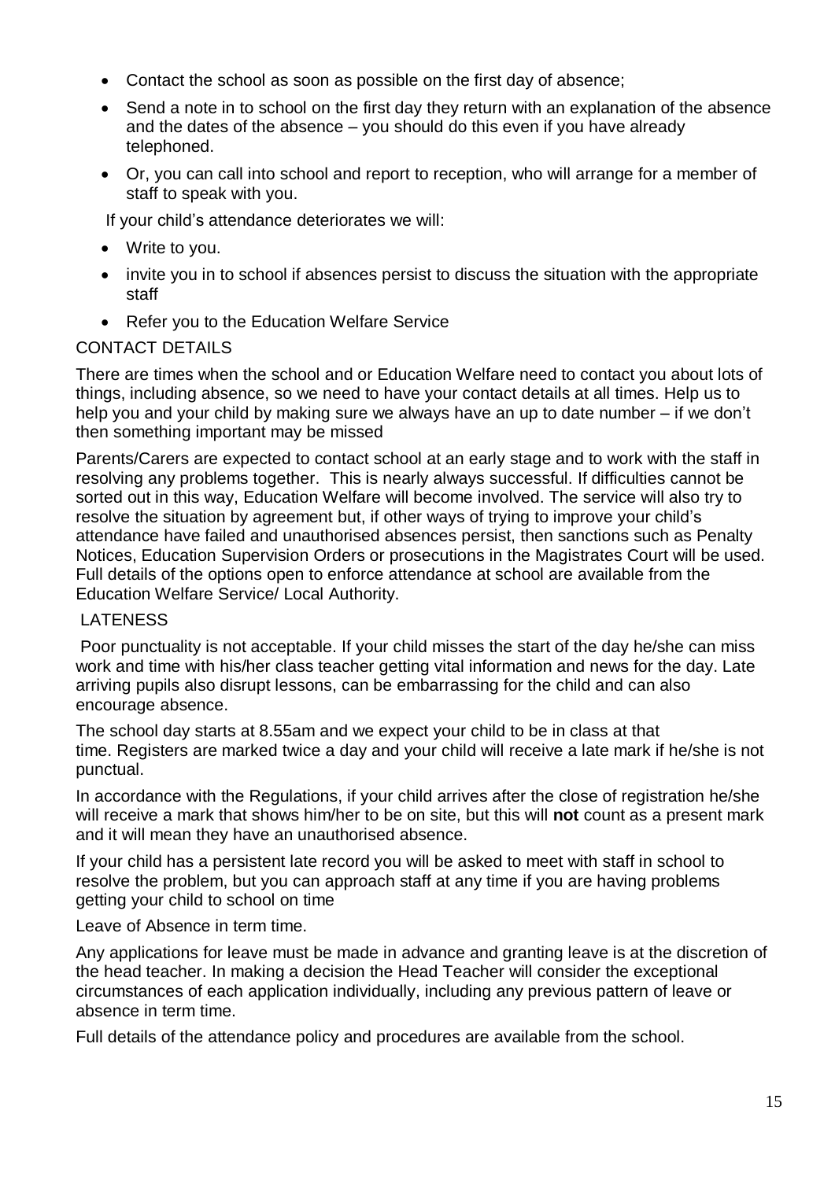- Contact the school as soon as possible on the first day of absence;
- Send a note in to school on the first day they return with an explanation of the absence and the dates of the absence – you should do this even if you have already telephoned.
- Or, you can call into school and report to reception, who will arrange for a member of staff to speak with you.

If your child's attendance deteriorates we will:

- Write to you.
- invite you in to school if absences persist to discuss the situation with the appropriate staff
- Refer you to the Education Welfare Service

## CONTACT DETAILS

There are times when the school and or Education Welfare need to contact you about lots of things, including absence, so we need to have your contact details at all times. Help us to help you and your child by making sure we always have an up to date number – if we don't then something important may be missed

Parents/Carers are expected to contact school at an early stage and to work with the staff in resolving any problems together. This is nearly always successful. If difficulties cannot be sorted out in this way, Education Welfare will become involved. The service will also try to resolve the situation by agreement but, if other ways of trying to improve your child's attendance have failed and unauthorised absences persist, then sanctions such as Penalty Notices, Education Supervision Orders or prosecutions in the Magistrates Court will be used. Full details of the options open to enforce attendance at school are available from the Education Welfare Service/ Local Authority.

## LATENESS

Poor punctuality is not acceptable. If your child misses the start of the day he/she can miss work and time with his/her class teacher getting vital information and news for the day. Late arriving pupils also disrupt lessons, can be embarrassing for the child and can also encourage absence.

The school day starts at 8.55am and we expect your child to be in class at that time. Registers are marked twice a day and your child will receive a late mark if he/she is not punctual.

In accordance with the Regulations, if your child arrives after the close of registration he/she will receive a mark that shows him/her to be on site, but this will **not** count as a present mark and it will mean they have an unauthorised absence.

If your child has a persistent late record you will be asked to meet with staff in school to resolve the problem, but you can approach staff at any time if you are having problems getting your child to school on time

## Leave of Absence in term time.

Any applications for leave must be made in advance and granting leave is at the discretion of the head teacher. In making a decision the Head Teacher will consider the exceptional circumstances of each application individually, including any previous pattern of leave or absence in term time.

Full details of the attendance policy and procedures are available from the school.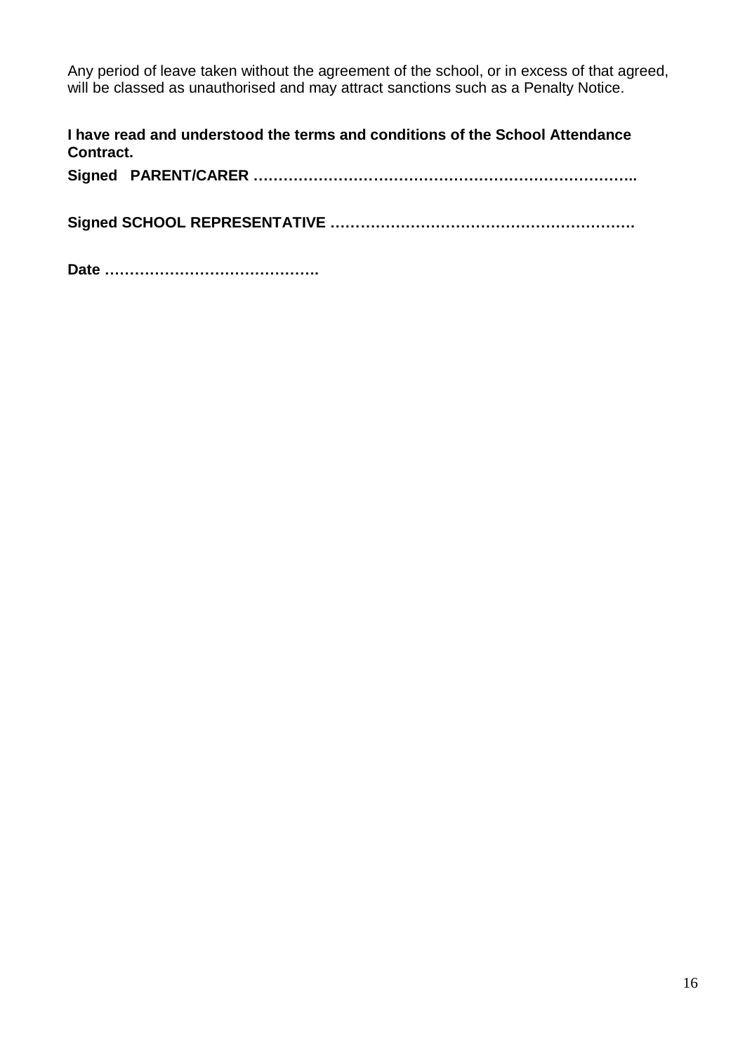Any period of leave taken without the agreement of the school, or in excess of that agreed, will be classed as unauthorised and may attract sanctions such as a Penalty Notice.

**I have read and understood the terms and conditions of the School Attendance Contract.**

**Signed PARENT/CARER …………………………………………………………………..**

**Signed SCHOOL REPRESENTATIVE …………………………………………………….**

**Date …………………………………….**